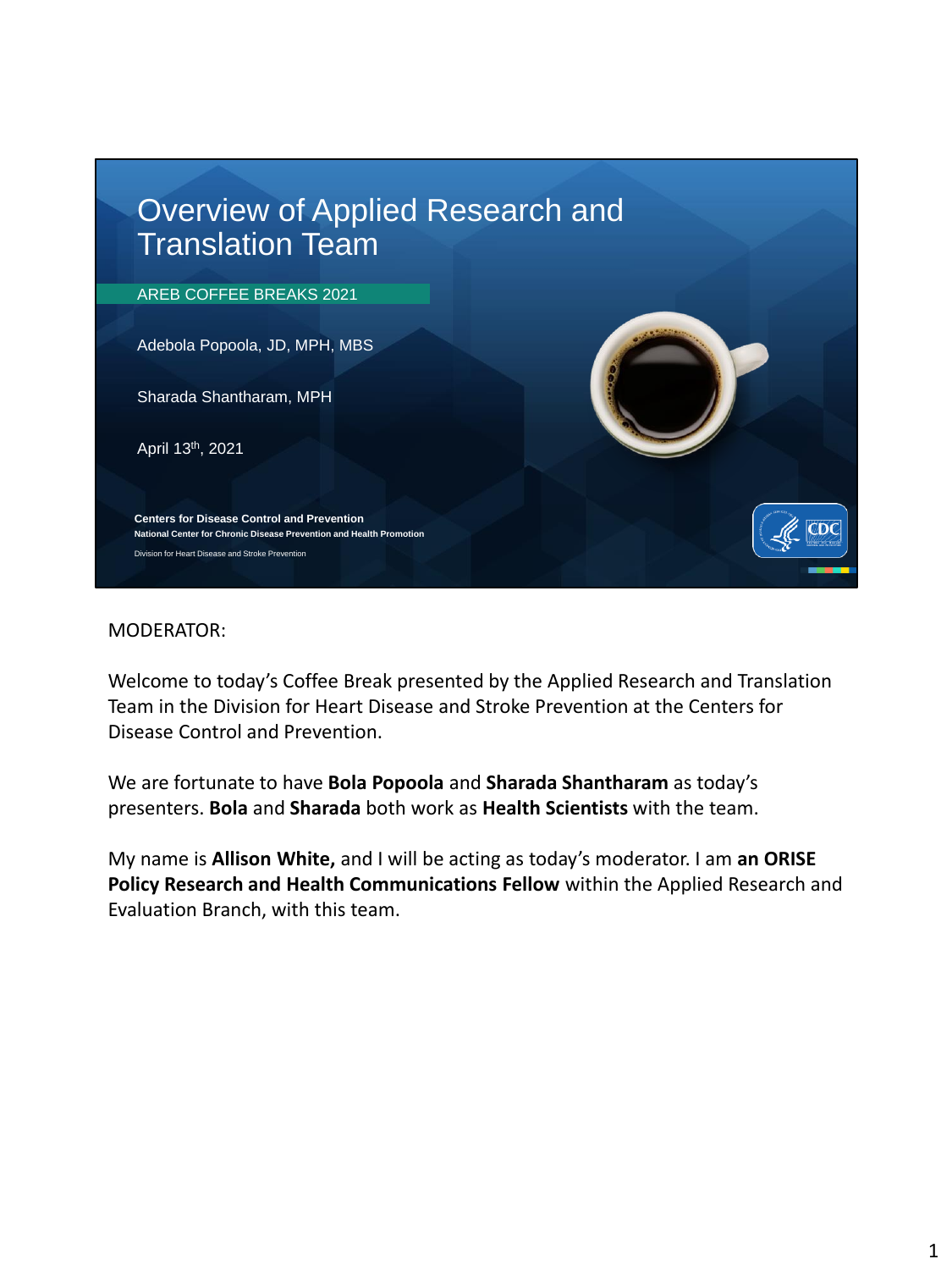# Overview of Applied Research and Translation Team

AREB COFFEE BREAKS 2021

Adebola Popoola, JD, MPH, MBS

Sharada Shantharam, MPH

April 13th, 2021

**Centers for Disease Control and Prevention**
**National Center for Chronic Disease Prevention and Health Promotion**
Division for Heart Disease and Stroke Prevention

MODERATOR:

Welcome to today's Coffee Break presented by the Applied Research and Translation Team in the Division for Heart Disease and Stroke Prevention at the Centers for Disease Control and Prevention.

We are fortunate to have **Bola Popoola** and **Sharada Shantharam** as today's presenters. **Bola** and **Sharada** both work as **Health Scientists** with the team.

My name is **Allison White,** and I will be acting as today's moderator. I am **an ORISE Policy Research and Health Communications Fellow** within the Applied Research and Evaluation Branch, with this team.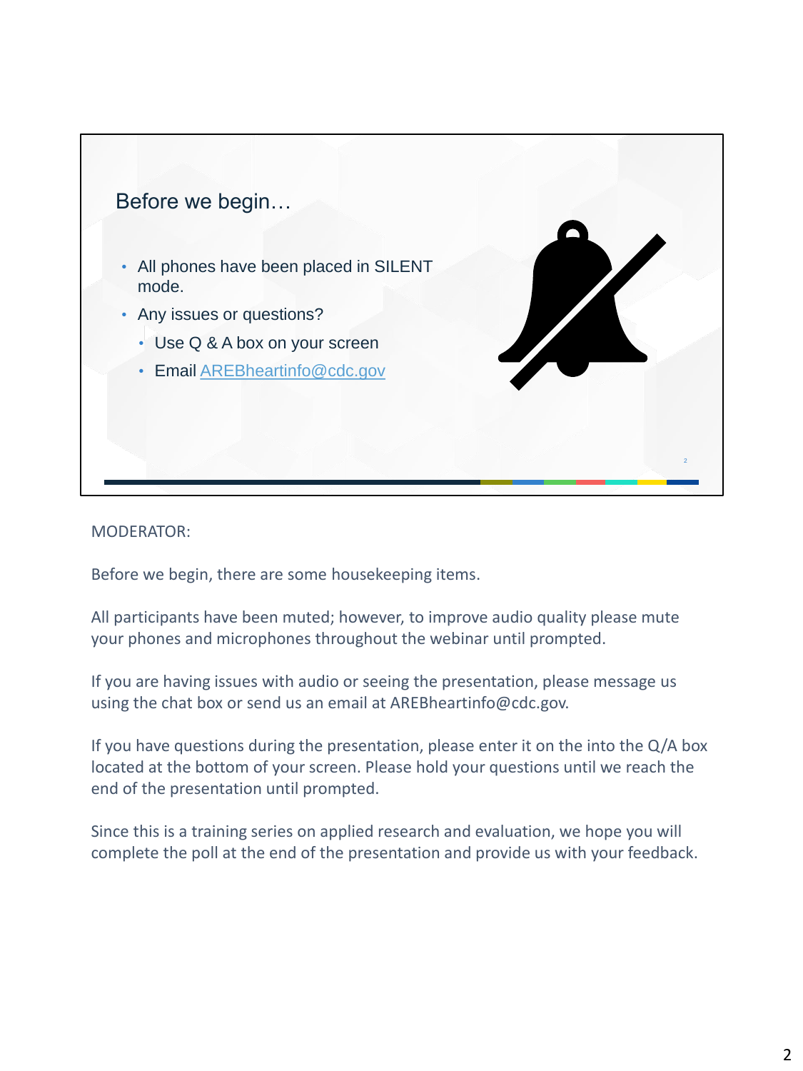## Before we begin…

- All phones have been placed in SILENT mode.
- Any issues or questions?
  - Use Q & A box on your screen
  - Email AREBheartinfo@cdc.gov

MODERATOR:

Before we begin, there are some housekeeping items.

All participants have been muted; however, to improve audio quality please mute your phones and microphones throughout the webinar until prompted.

If you are having issues with audio or seeing the presentation, please message us using the chat box or send us an email at AREBheartinfo@cdc.gov.

If you have questions during the presentation, please enter it on the into the Q/A box located at the bottom of your screen. Please hold your questions until we reach the end of the presentation until prompted.

Since this is a training series on applied research and evaluation, we hope you will complete the poll at the end of the presentation and provide us with your feedback.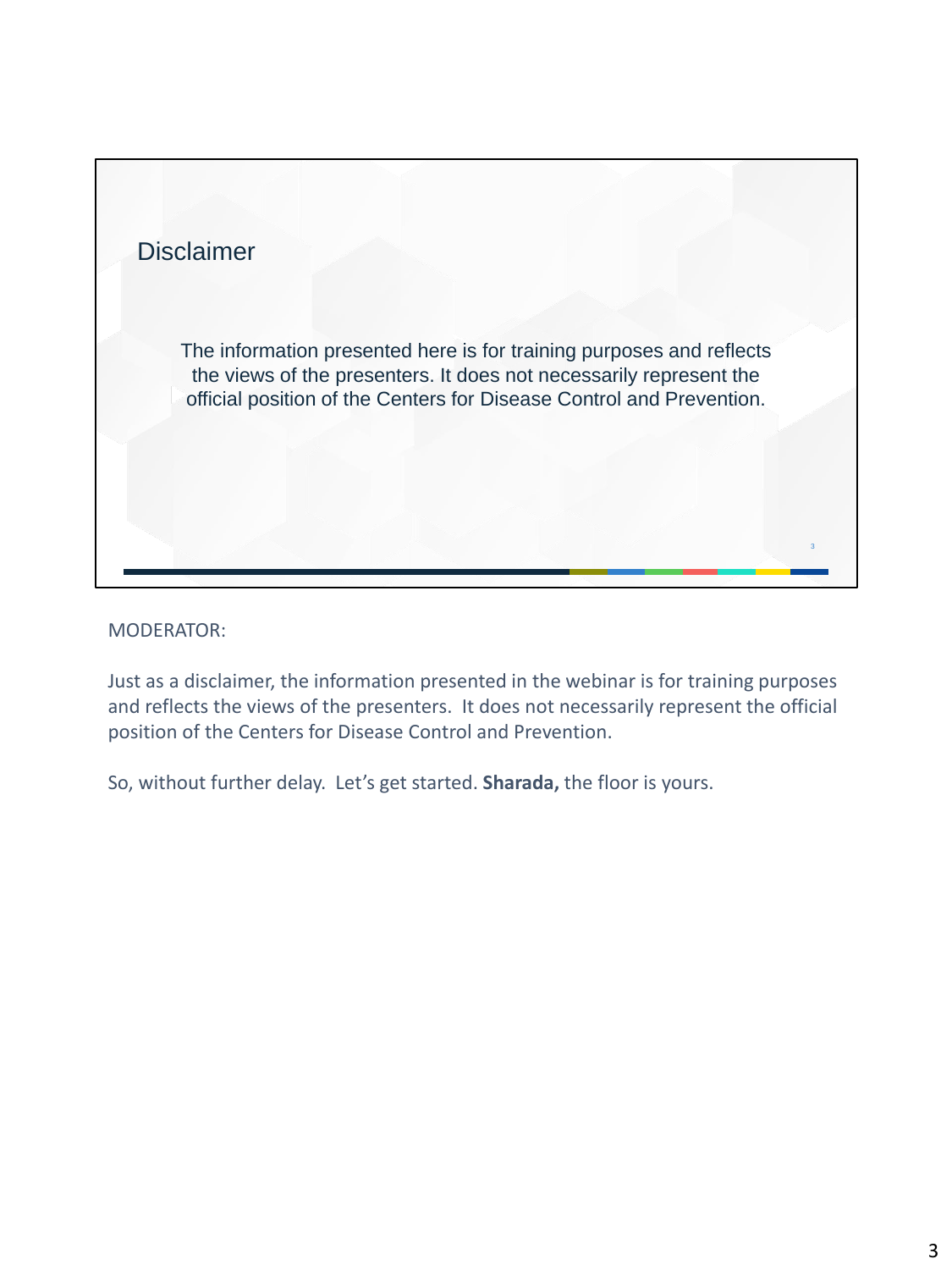## Disclaimer

The information presented here is for training purposes and reflects the views of the presenters. It does not necessarily represent the official position of the Centers for Disease Control and Prevention.

MODERATOR:

Just as a disclaimer, the information presented in the webinar is for training purposes and reflects the views of the presenters. It does not necessarily represent the official position of the Centers for Disease Control and Prevention.

So, without further delay. Let's get started. **Sharada,** the floor is yours.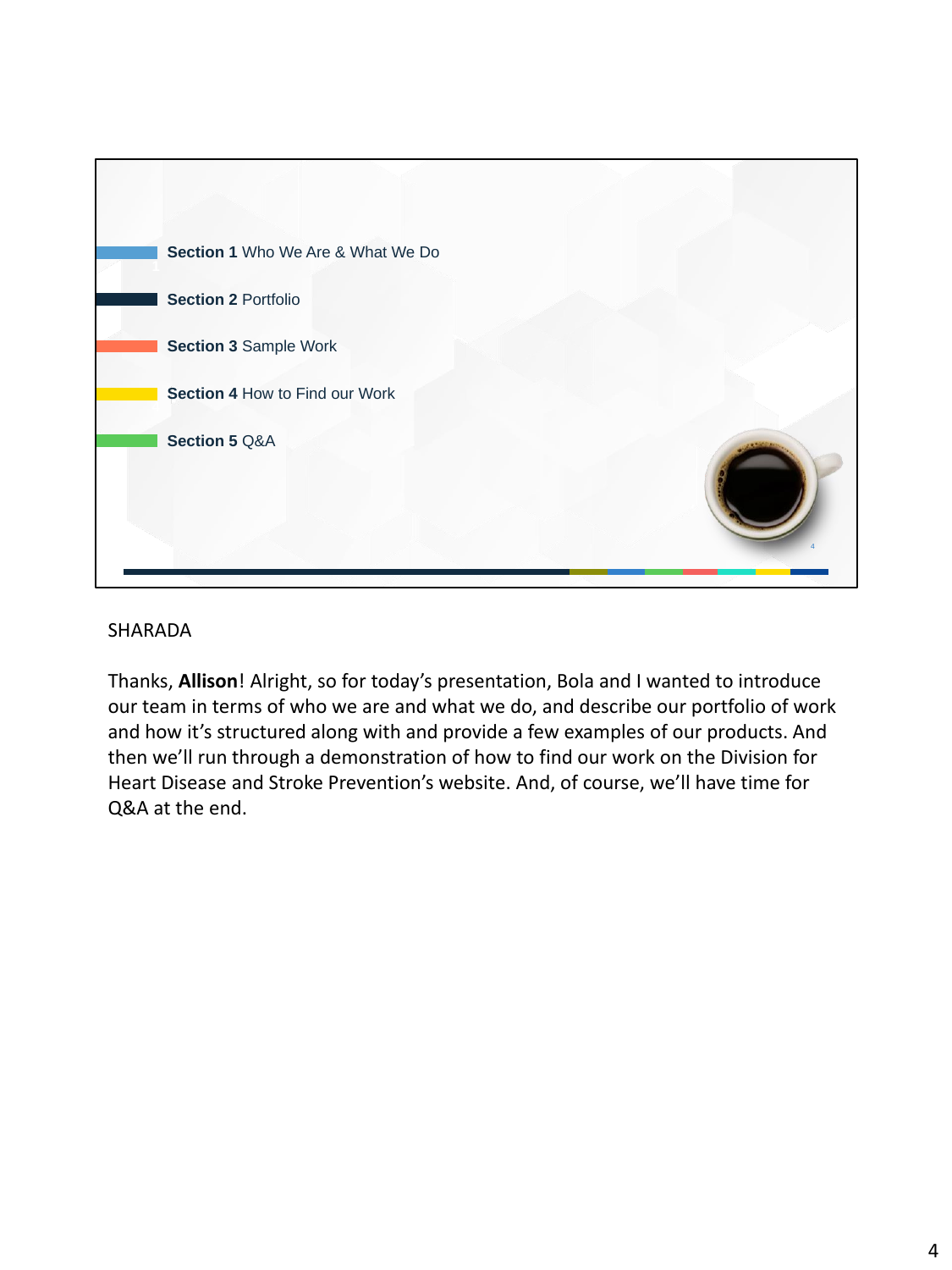**Section 1** Who We Are & What We Do

**Section 2** Portfolio

**Section 3** Sample Work

**Section 4** How to Find our Work

**Section 5** Q&A

SHARADA

Thanks, **Allison**! Alright, so for today's presentation, Bola and I wanted to introduce our team in terms of who we are and what we do, and describe our portfolio of work and how it's structured along with and provide a few examples of our products. And then we'll run through a demonstration of how to find our work on the Division for Heart Disease and Stroke Prevention's website. And, of course, we'll have time for Q&A at the end.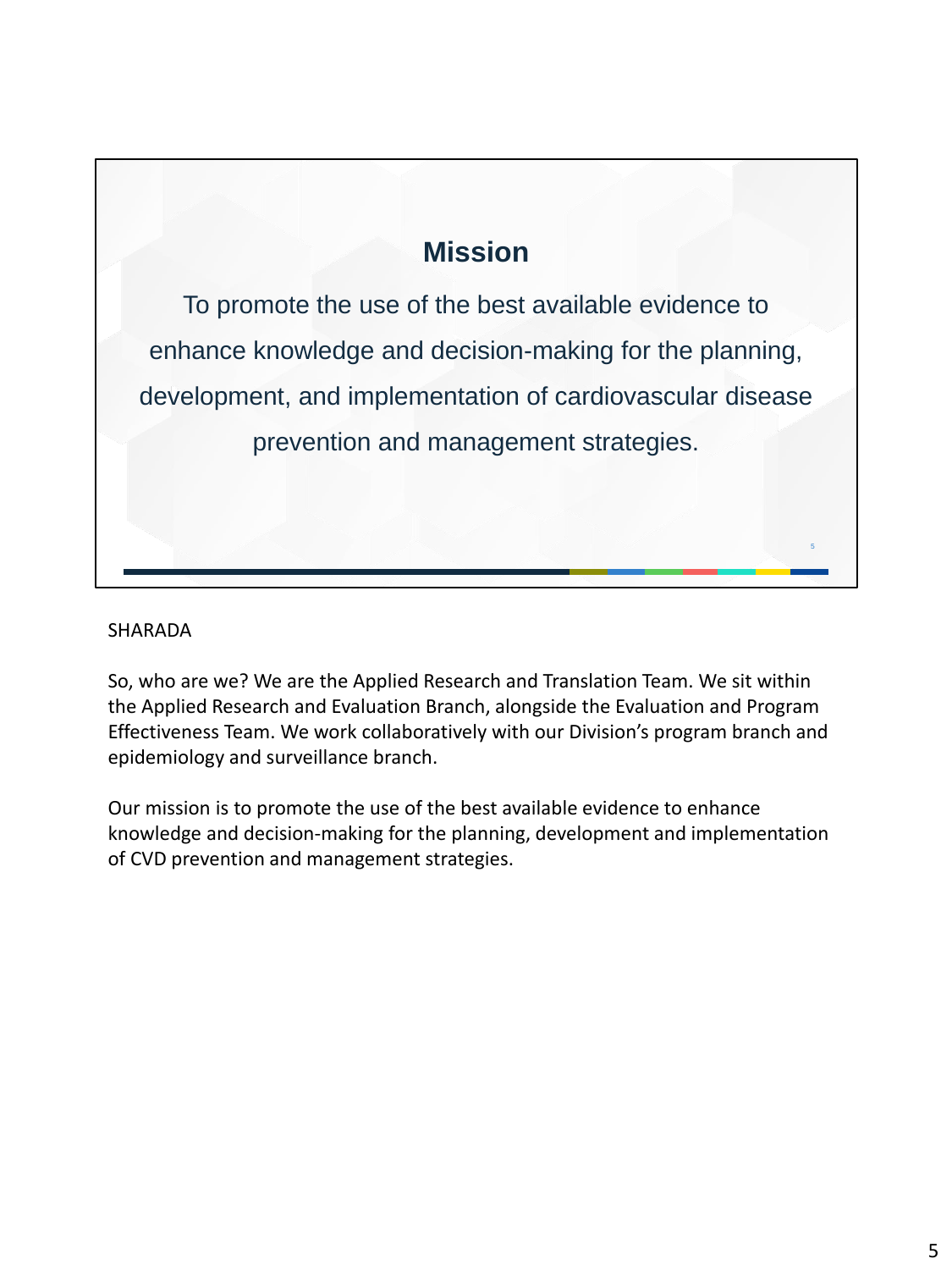## Mission

To promote the use of the best available evidence to enhance knowledge and decision-making for the planning, development, and implementation of cardiovascular disease prevention and management strategies.

SHARADA

So, who are we? We are the Applied Research and Translation Team. We sit within the Applied Research and Evaluation Branch, alongside the Evaluation and Program Effectiveness Team. We work collaboratively with our Division's program branch and epidemiology and surveillance branch.

Our mission is to promote the use of the best available evidence to enhance knowledge and decision-making for the planning, development and implementation of CVD prevention and management strategies.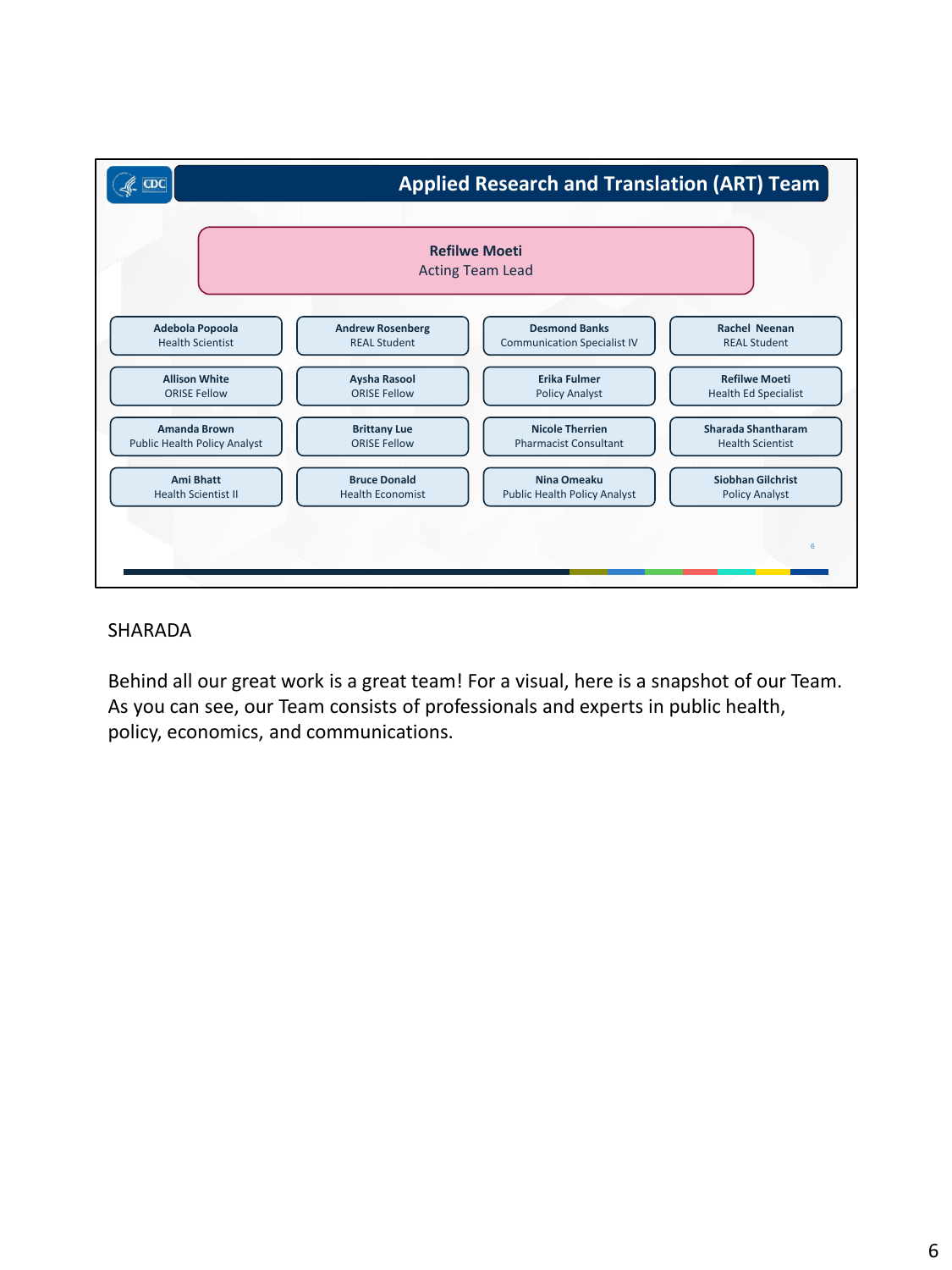## Applied Research and Translation (ART) Team

**Refilwe Moeti**
Acting Team Lead

| | | | |
|---|---|---|---|
| **Adebola Popoola**<br>Health Scientist | **Andrew Rosenberg**<br>REAL Student | **Desmond Banks**<br>Communication Specialist IV | **Rachel Neenan**<br>REAL Student |
| **Allison White**<br>ORISE Fellow | **Aysha Rasool**<br>ORISE Fellow | **Erika Fulmer**<br>Policy Analyst | **Refilwe Moeti**<br>Health Ed Specialist |
| **Amanda Brown**<br>Public Health Policy Analyst | **Brittany Lue**<br>ORISE Fellow | **Nicole Therrien**<br>Pharmacist Consultant | **Sharada Shantharam**<br>Health Scientist |
| **Ami Bhatt**<br>Health Scientist II | **Bruce Donald**<br>Health Economist | **Nina Omeaku**<br>Public Health Policy Analyst | **Siobhan Gilchrist**<br>Policy Analyst |

SHARADA

Behind all our great work is a great team! For a visual, here is a snapshot of our Team. As you can see, our Team consists of professionals and experts in public health, policy, economics, and communications.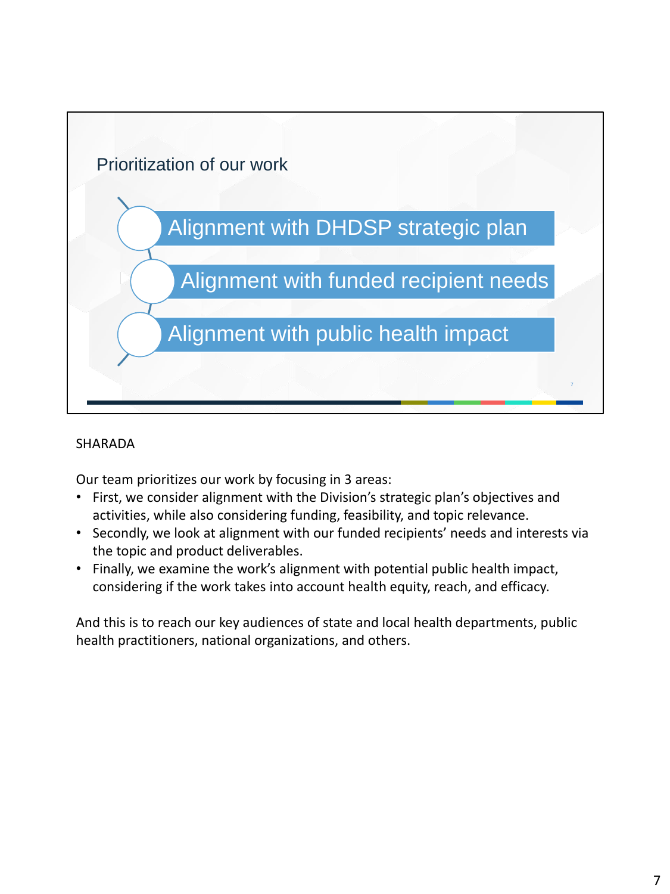## Prioritization of our work

- Alignment with DHDSP strategic plan
- Alignment with funded recipient needs
- Alignment with public health impact

SHARADA

Our team prioritizes our work by focusing in 3 areas:

- First, we consider alignment with the Division's strategic plan's objectives and activities, while also considering funding, feasibility, and topic relevance.
- Secondly, we look at alignment with our funded recipients' needs and interests via the topic and product deliverables.
- Finally, we examine the work's alignment with potential public health impact, considering if the work takes into account health equity, reach, and efficacy.

And this is to reach our key audiences of state and local health departments, public health practitioners, national organizations, and others.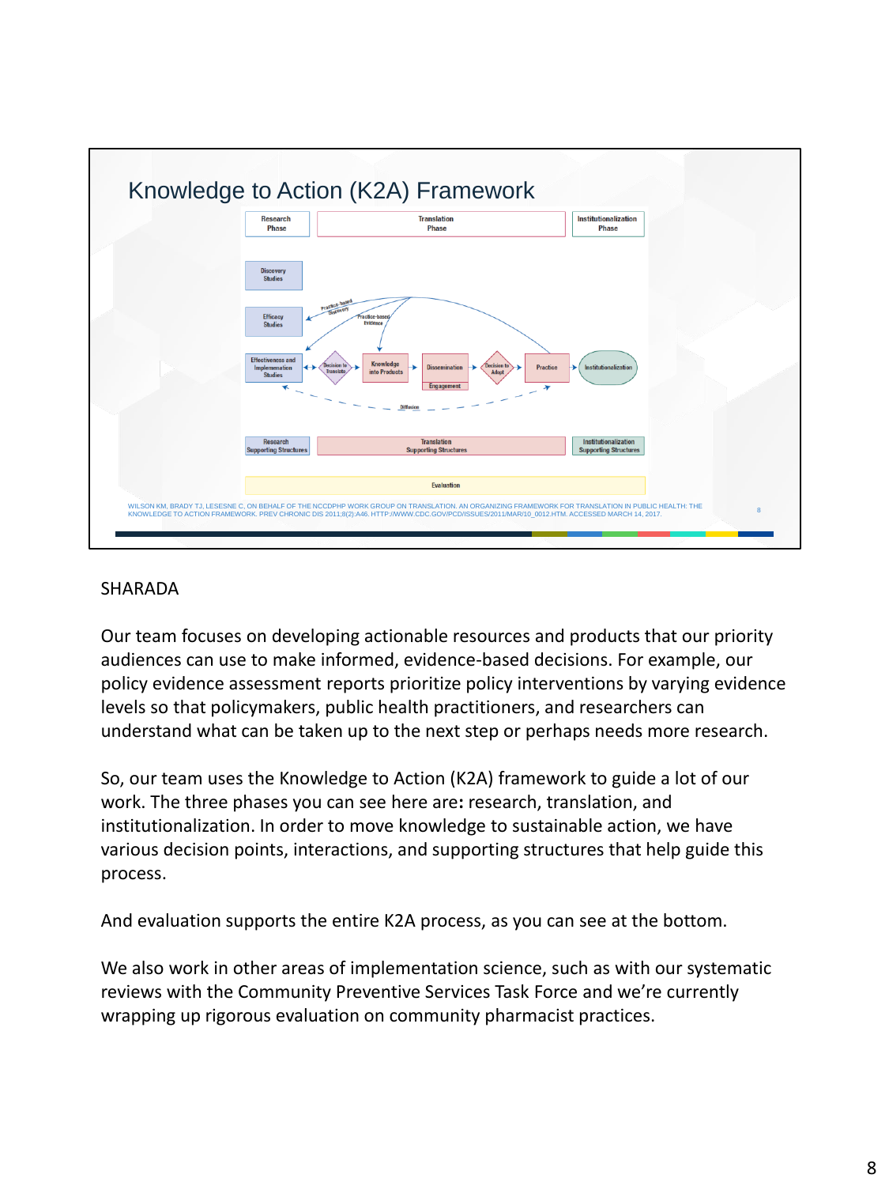## Knowledge to Action (K2A) Framework

Research Phase | Translation Phase | Institutionalization Phase

Discovery Studies

Efficacy Studies

Effectiveness and Implementation Studies → Decision to Translate → Knowledge into Products → Dissemination (Engagement) → Decision to Adopt → Practice → Institutionalization

Practice-based Discovery

Practice-based Evidence

Diffusion

Research Supporting Structures | Translation Supporting Structures | Institutionalization Supporting Structures

Evaluation

WILSON KM, BRADY TJ, LESESNE C, ON BEHALF OF THE NCCDPHP WORK GROUP ON TRANSLATION. AN ORGANIZING FRAMEWORK FOR TRANSLATION IN PUBLIC HEALTH: THE KNOWLEDGE TO ACTION FRAMEWORK. PREV CHRONIC DIS 2011;8(2):A46. HTTP://WWW.CDC.GOV/PCD/ISSUES/2011/MAR/10_0012.HTM. ACCESSED MARCH 14, 2017.

SHARADA

Our team focuses on developing actionable resources and products that our priority audiences can use to make informed, evidence-based decisions. For example, our policy evidence assessment reports prioritize policy interventions by varying evidence levels so that policymakers, public health practitioners, and researchers can understand what can be taken up to the next step or perhaps needs more research.

So, our team uses the Knowledge to Action (K2A) framework to guide a lot of our work. The three phases you can see here are**:** research, translation, and institutionalization. In order to move knowledge to sustainable action, we have various decision points, interactions, and supporting structures that help guide this process.

And evaluation supports the entire K2A process, as you can see at the bottom.

We also work in other areas of implementation science, such as with our systematic reviews with the Community Preventive Services Task Force and we're currently wrapping up rigorous evaluation on community pharmacist practices.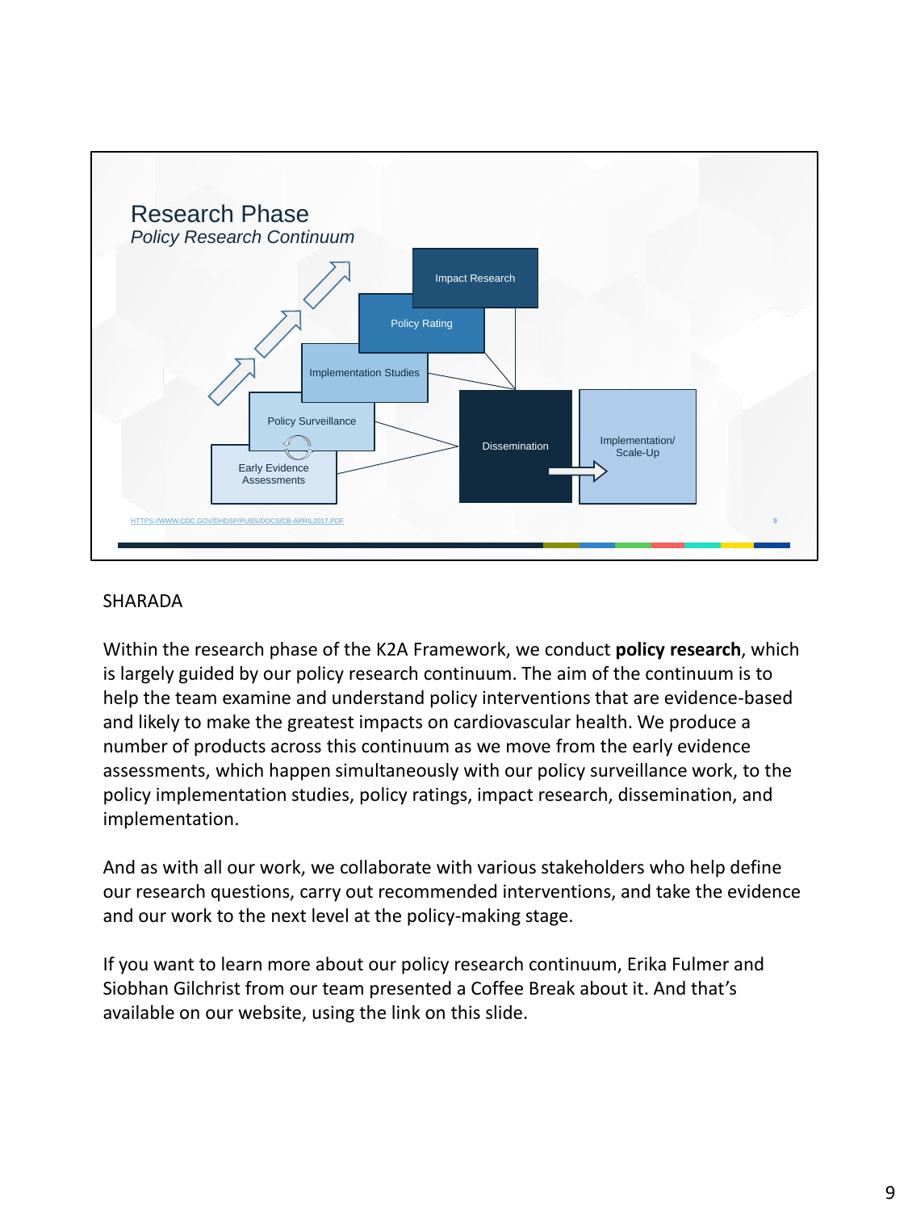## Research Phase

*Policy Research Continuum*

Impact Research

Policy Rating

Implementation Studies

Policy Surveillance

Early Evidence Assessments

Dissemination

Implementation/ Scale-Up

HTTPS://WWW.CDC.GOV/DHDSP/PUBS/DOCS/CB-APRIL2017.PDF

SHARADA

Within the research phase of the K2A Framework, we conduct **policy research**, which is largely guided by our policy research continuum. The aim of the continuum is to help the team examine and understand policy interventions that are evidence-based and likely to make the greatest impacts on cardiovascular health. We produce a number of products across this continuum as we move from the early evidence assessments, which happen simultaneously with our policy surveillance work, to the policy implementation studies, policy ratings, impact research, dissemination, and implementation.

And as with all our work, we collaborate with various stakeholders who help define our research questions, carry out recommended interventions, and take the evidence and our work to the next level at the policy-making stage.

If you want to learn more about our policy research continuum, Erika Fulmer and Siobhan Gilchrist from our team presented a Coffee Break about it. And that's available on our website, using the link on this slide.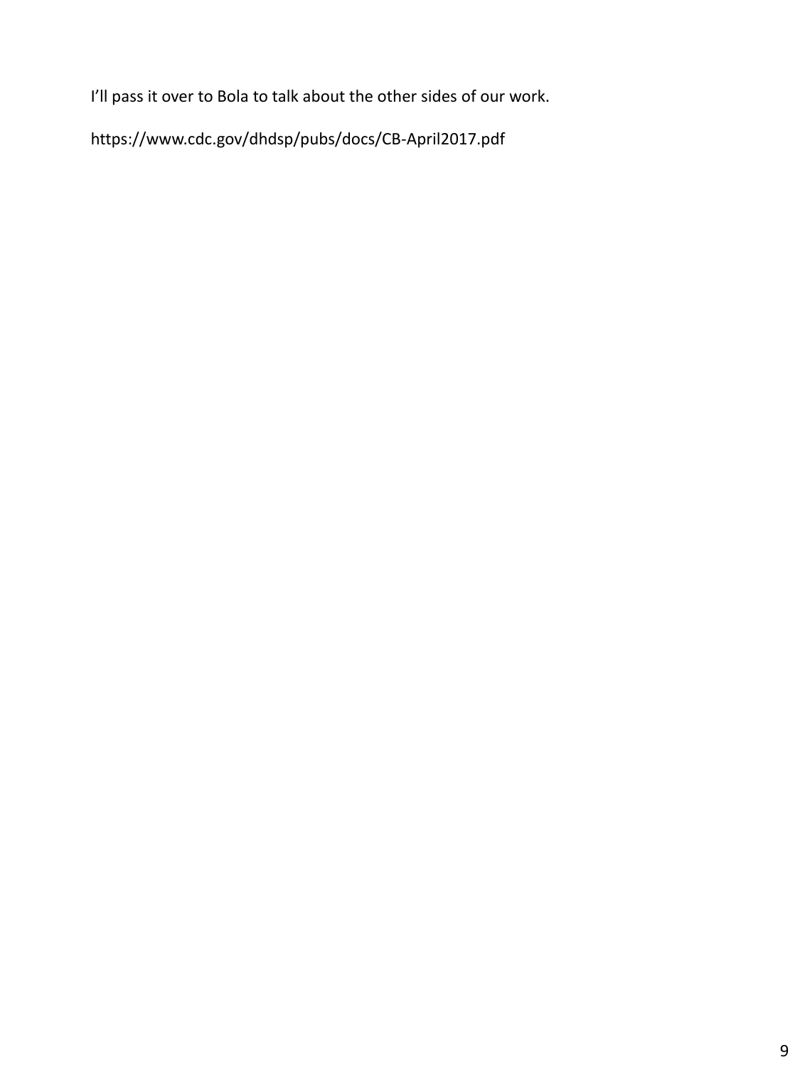I’ll pass it over to Bola to talk about the other sides of our work.

https://www.cdc.gov/dhdsp/pubs/docs/CB-April2017.pdf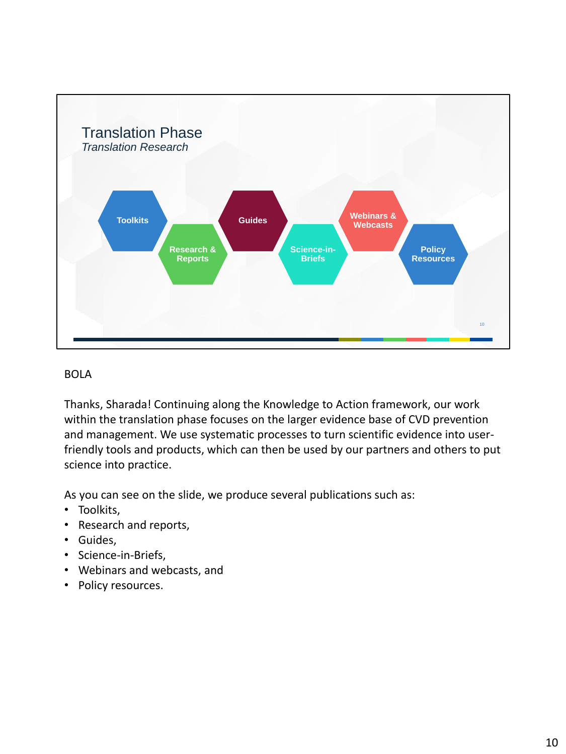## Translation Phase

*Translation Research*

Toolkits

Research & Reports

Guides

Science-in-Briefs

Webinars & Webcasts

Policy Resources

BOLA

Thanks, Sharada! Continuing along the Knowledge to Action framework, our work within the translation phase focuses on the larger evidence base of CVD prevention and management. We use systematic processes to turn scientific evidence into user-friendly tools and products, which can then be used by our partners and others to put science into practice.

As you can see on the slide, we produce several publications such as:

- Toolkits,
- Research and reports,
- Guides,
- Science-in-Briefs,
- Webinars and webcasts, and
- Policy resources.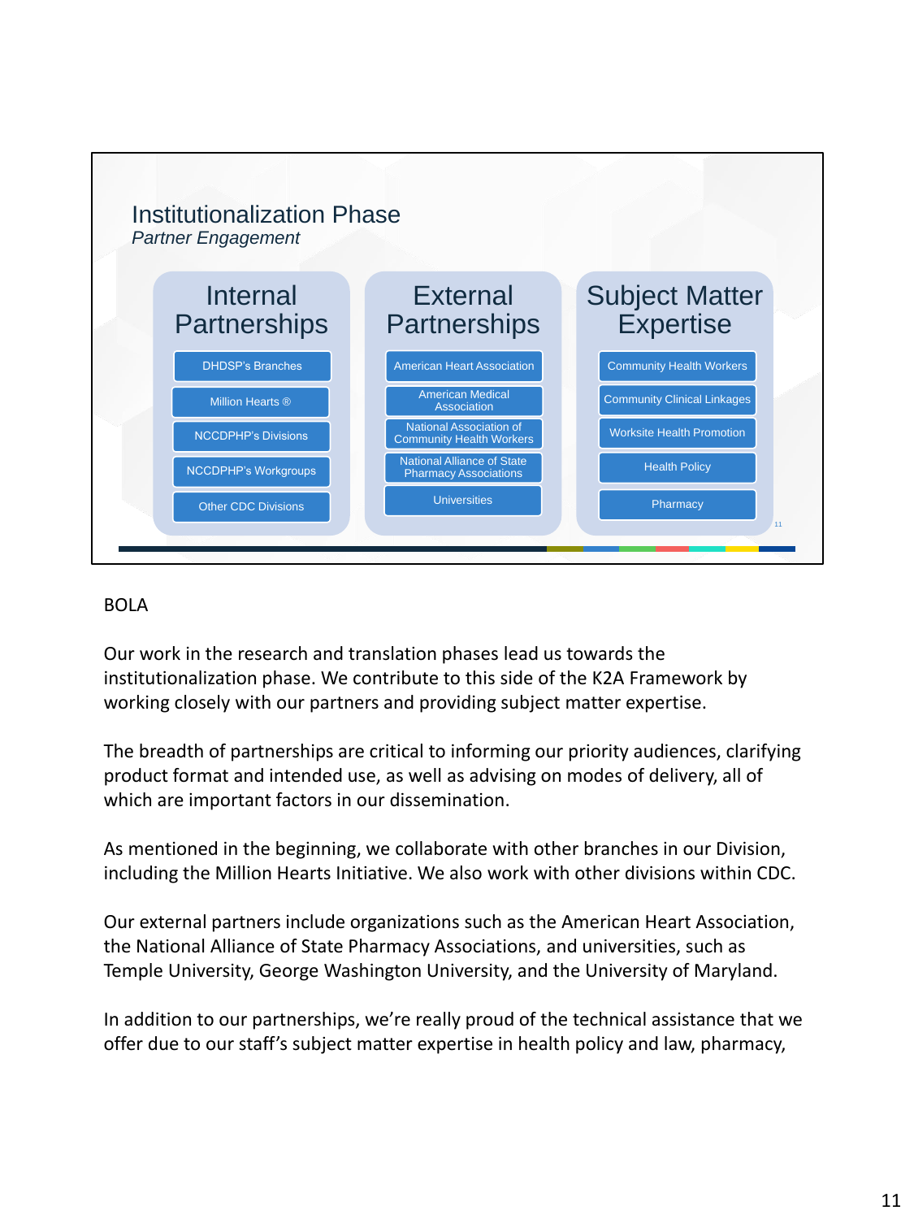## Institutionalization Phase

*Partner Engagement*

| Internal Partnerships | External Partnerships | Subject Matter Expertise |
|---|---|---|
| DHDSP's Branches | American Heart Association | Community Health Workers |
| Million Hearts ® | American Medical Association | Community Clinical Linkages |
| NCCDPHP's Divisions | National Association of Community Health Workers | Worksite Health Promotion |
| NCCDPHP's Workgroups | National Alliance of State Pharmacy Associations | Health Policy |
| Other CDC Divisions | Universities | Pharmacy |

BOLA

Our work in the research and translation phases lead us towards the institutionalization phase. We contribute to this side of the K2A Framework by working closely with our partners and providing subject matter expertise.

The breadth of partnerships are critical to informing our priority audiences, clarifying product format and intended use, as well as advising on modes of delivery, all of which are important factors in our dissemination.

As mentioned in the beginning, we collaborate with other branches in our Division, including the Million Hearts Initiative. We also work with other divisions within CDC.

Our external partners include organizations such as the American Heart Association, the National Alliance of State Pharmacy Associations, and universities, such as Temple University, George Washington University, and the University of Maryland.

In addition to our partnerships, we're really proud of the technical assistance that we offer due to our staff's subject matter expertise in health policy and law, pharmacy,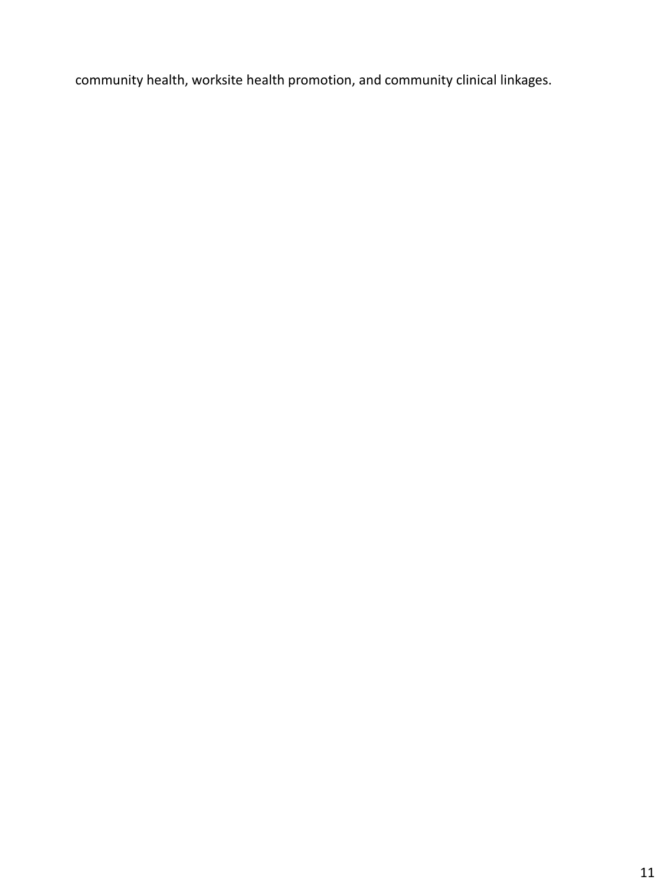community health, worksite health promotion, and community clinical linkages.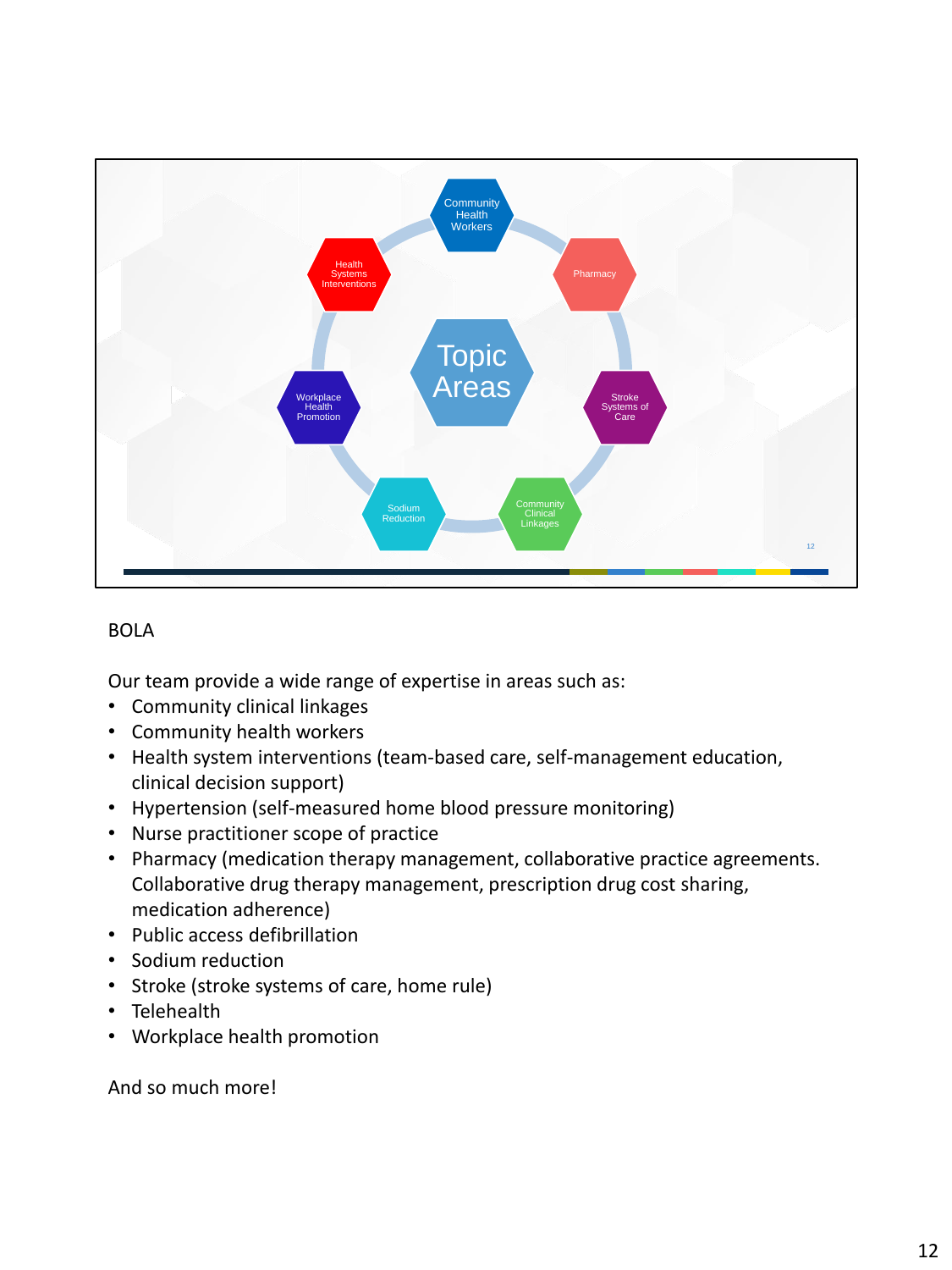Topic Areas

- Community Health Workers
- Pharmacy
- Stroke Systems of Care
- Community Clinical Linkages
- Sodium Reduction
- Workplace Health Promotion
- Health Systems Interventions

BOLA

Our team provide a wide range of expertise in areas such as:

- Community clinical linkages
- Community health workers
- Health system interventions (team-based care, self-management education, clinical decision support)
- Hypertension (self-measured home blood pressure monitoring)
- Nurse practitioner scope of practice
- Pharmacy (medication therapy management, collaborative practice agreements. Collaborative drug therapy management, prescription drug cost sharing, medication adherence)
- Public access defibrillation
- Sodium reduction
- Stroke (stroke systems of care, home rule)
- Telehealth
- Workplace health promotion

And so much more!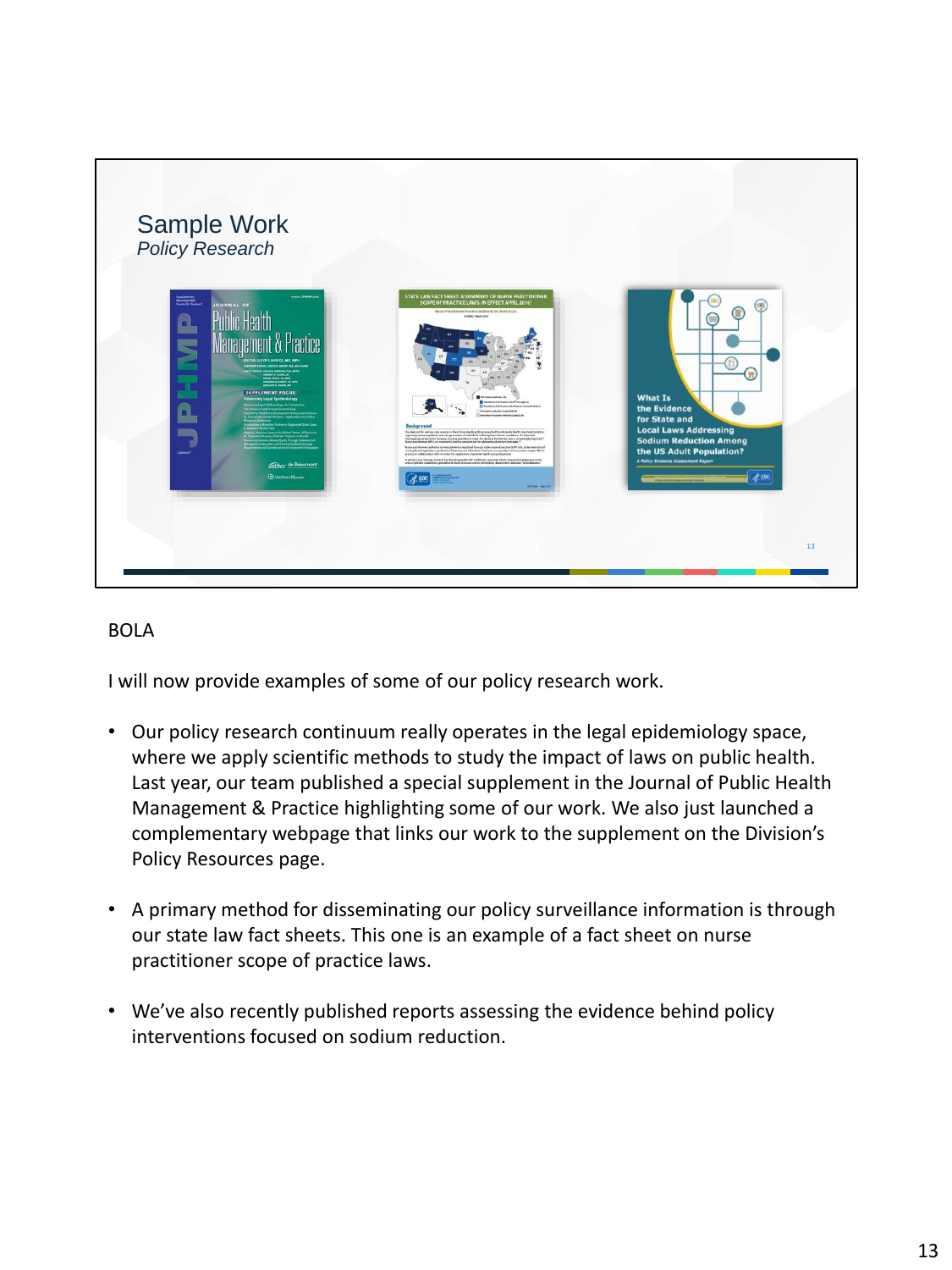## Sample Work

*Policy Research*

BOLA

I will now provide examples of some of our policy research work.

- Our policy research continuum really operates in the legal epidemiology space, where we apply scientific methods to study the impact of laws on public health. Last year, our team published a special supplement in the Journal of Public Health Management & Practice highlighting some of our work. We also just launched a complementary webpage that links our work to the supplement on the Division's Policy Resources page.
- A primary method for disseminating our policy surveillance information is through our state law fact sheets. This one is an example of a fact sheet on nurse practitioner scope of practice laws.
- We've also recently published reports assessing the evidence behind policy interventions focused on sodium reduction.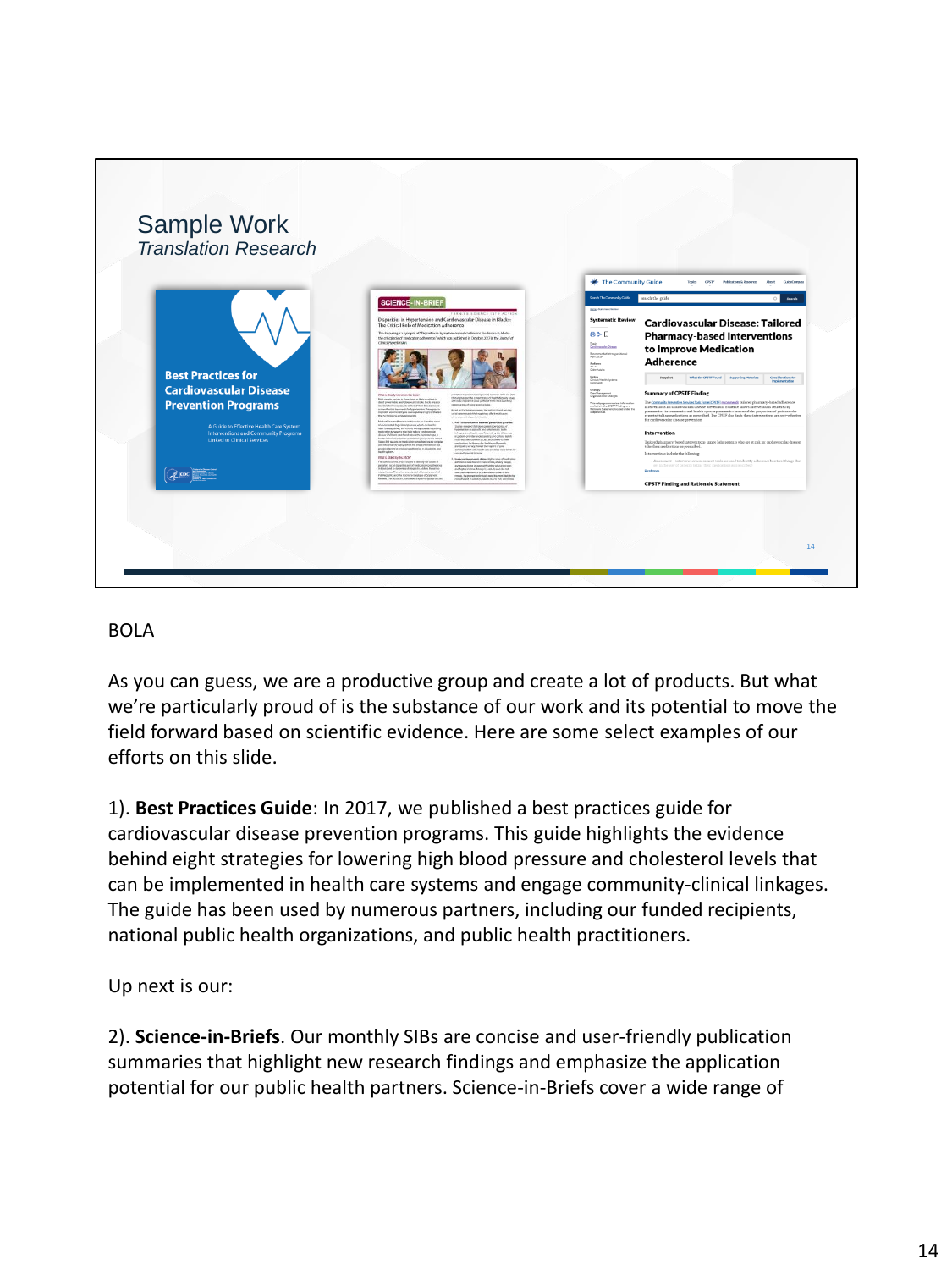## Sample Work

*Translation Research*

Best Practices for Cardiovascular Disease Prevention Programs

A Guide to Effective Health Care System Interventions and Community Programs Linked to Clinical Services

SCIENCE-IN-BRIEF

Cardiovascular Disease: Tailored Pharmacy-based Interventions to Improve Medication Adherence

BOLA

As you can guess, we are a productive group and create a lot of products. But what we're particularly proud of is the substance of our work and its potential to move the field forward based on scientific evidence. Here are some select examples of our efforts on this slide.

1). **Best Practices Guide**: In 2017, we published a best practices guide for cardiovascular disease prevention programs. This guide highlights the evidence behind eight strategies for lowering high blood pressure and cholesterol levels that can be implemented in health care systems and engage community-clinical linkages. The guide has been used by numerous partners, including our funded recipients, national public health organizations, and public health practitioners.

Up next is our:

2). **Science-in-Briefs**. Our monthly SIBs are concise and user-friendly publication summaries that highlight new research findings and emphasize the application potential for our public health partners. Science-in-Briefs cover a wide range of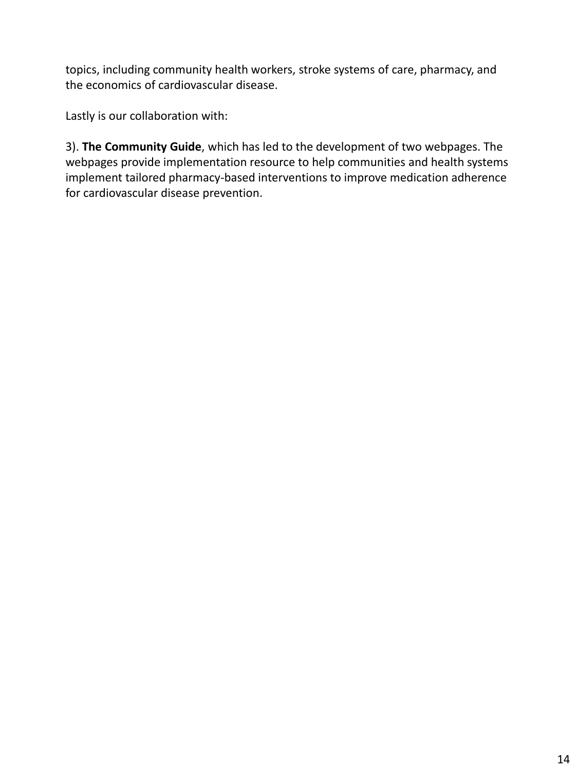topics, including community health workers, stroke systems of care, pharmacy, and the economics of cardiovascular disease.

Lastly is our collaboration with:

3). **The Community Guide**, which has led to the development of two webpages. The webpages provide implementation resource to help communities and health systems implement tailored pharmacy-based interventions to improve medication adherence for cardiovascular disease prevention.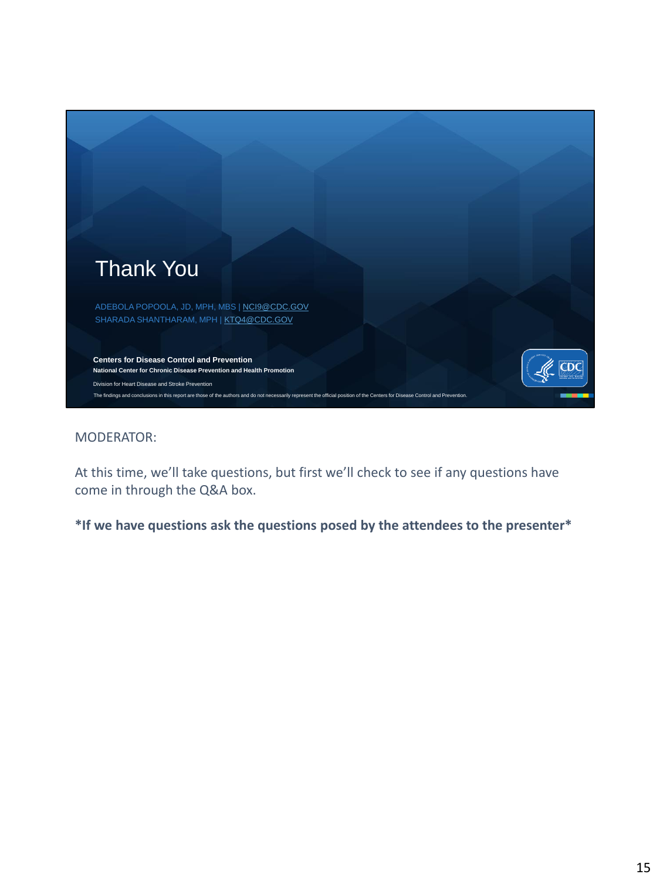# Thank You

ADEBOLA POPOOLA, JD, MPH, MBS | NCI9@CDC.GOV
SHARADA SHANTHARAM, MPH | KTQ4@CDC.GOV

**Centers for Disease Control and Prevention**
**National Center for Chronic Disease Prevention and Health Promotion**
Division for Heart Disease and Stroke Prevention

The findings and conclusions in this report are those of the authors and do not necessarily represent the official position of the Centers for Disease Control and Prevention.

MODERATOR:

At this time, we'll take questions, but first we'll check to see if any questions have come in through the Q&A box.

**\*If we have questions ask the questions posed by the attendees to the presenter\***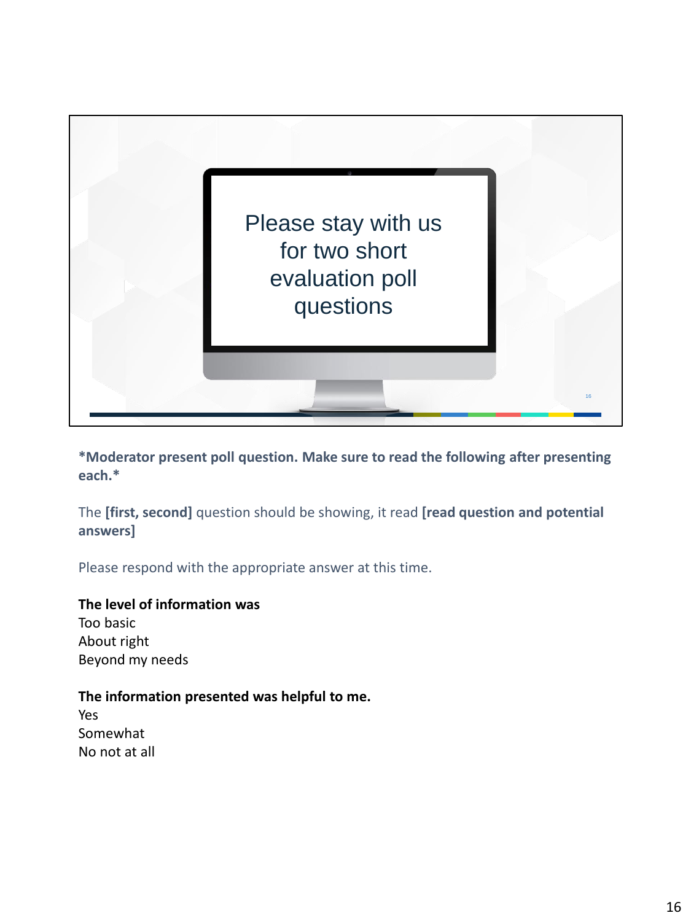Please stay with us for two short evaluation poll questions

**\*Moderator present poll question. Make sure to read the following after presenting each.\***

The **[first, second]** question should be showing, it read **[read question and potential answers]**

Please respond with the appropriate answer at this time.

**The level of information was**
Too basic
About right
Beyond my needs

**The information presented was helpful to me.**
Yes
Somewhat
No not at all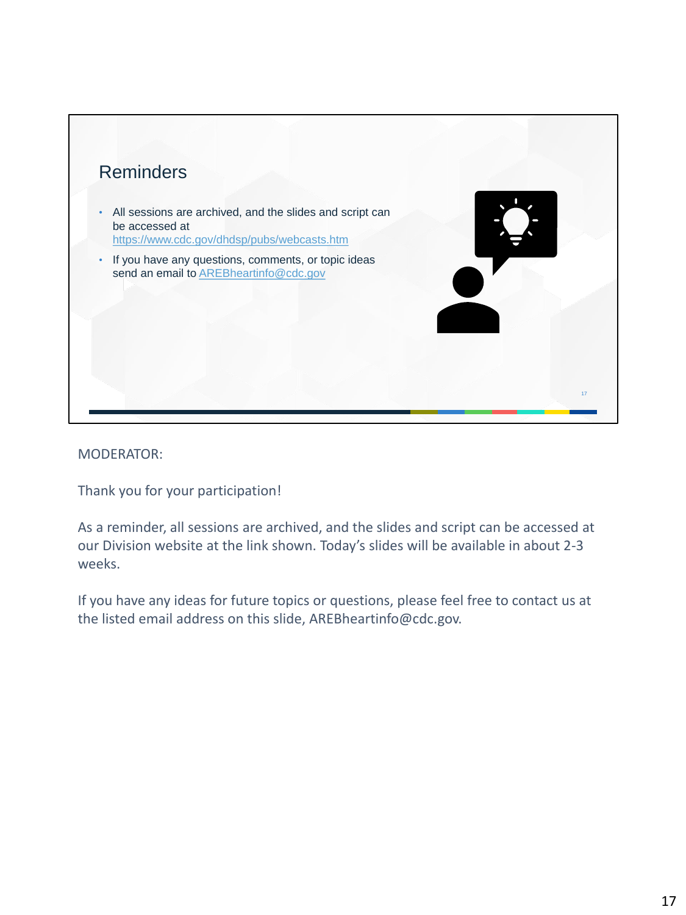## Reminders

- All sessions are archived, and the slides and script can be accessed at https://www.cdc.gov/dhdsp/pubs/webcasts.htm
- If you have any questions, comments, or topic ideas send an email to AREBheartinfo@cdc.gov

MODERATOR:

Thank you for your participation!

As a reminder, all sessions are archived, and the slides and script can be accessed at our Division website at the link shown. Today's slides will be available in about 2-3 weeks.

If you have any ideas for future topics or questions, please feel free to contact us at the listed email address on this slide, AREBheartinfo@cdc.gov.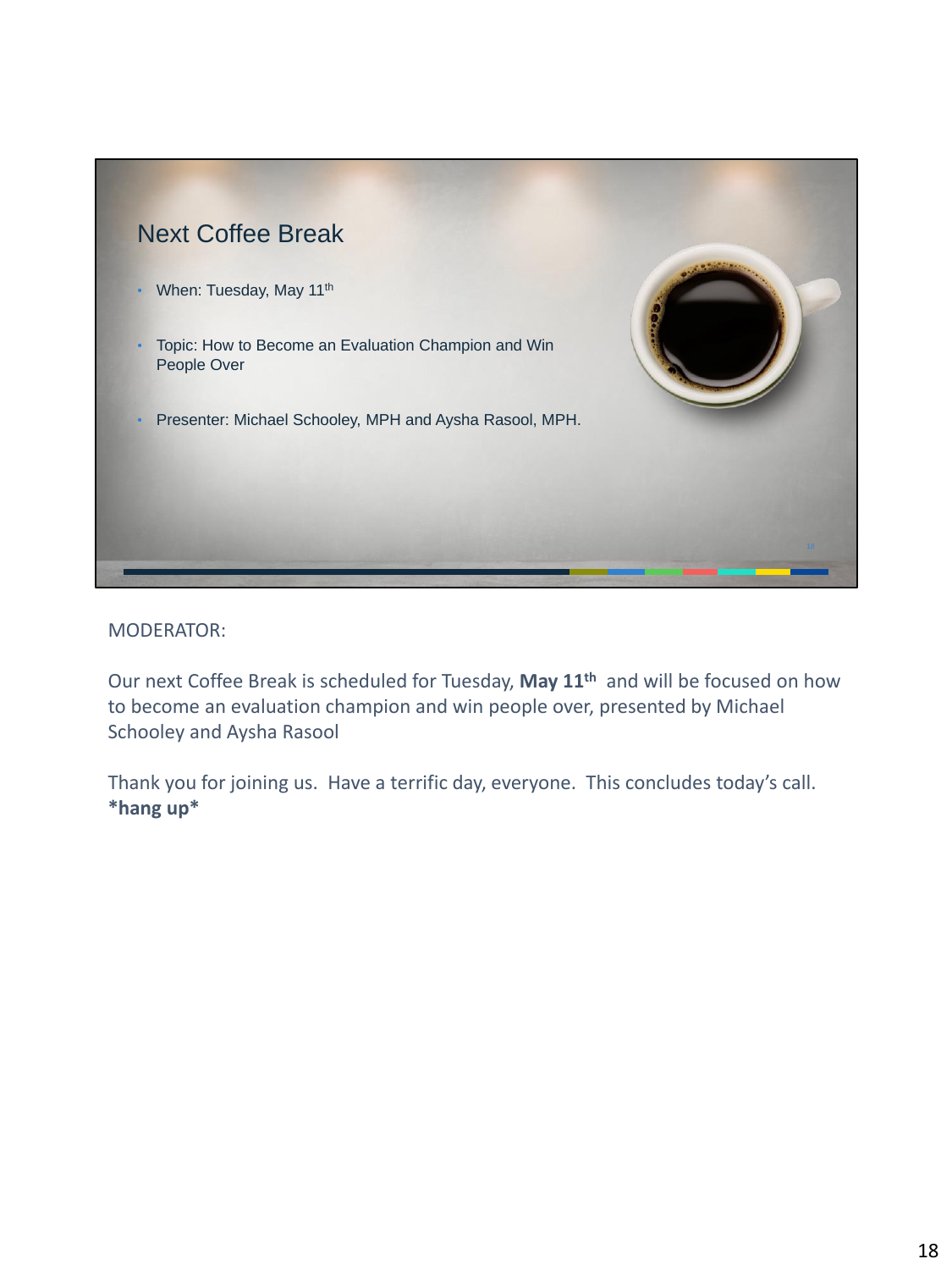## Next Coffee Break

- When: Tuesday, May 11th
- Topic: How to Become an Evaluation Champion and Win People Over
- Presenter: Michael Schooley, MPH and Aysha Rasool, MPH.

MODERATOR:

Our next Coffee Break is scheduled for Tuesday, **May 11th** and will be focused on how to become an evaluation champion and win people over, presented by Michael Schooley and Aysha Rasool

Thank you for joining us. Have a terrific day, everyone. This concludes today's call. ***hang up***